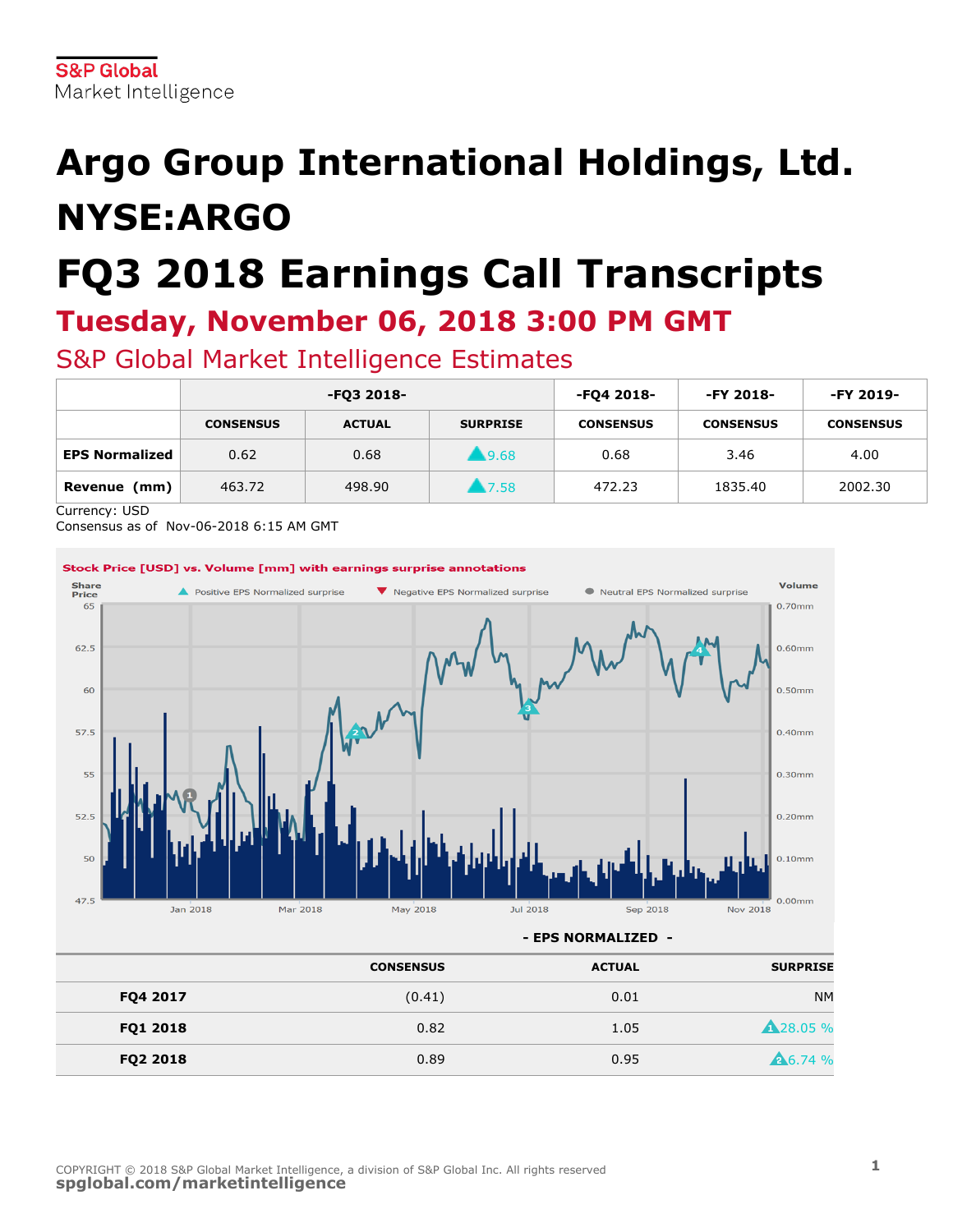S&P Global
Market Intelligence

# Argo Group International Holdings, Ltd. NYSE:ARGO

# FQ3 2018 Earnings Call Transcripts

## Tuesday, November 06, 2018 3:00 PM GMT

## S&P Global Market Intelligence Estimates

| | -FQ3 2018- | | | -FQ4 2018- | -FY 2018- | -FY 2019- |
|---|---|---|---|---|---|---|
| | CONSENSUS | ACTUAL | SURPRISE | CONSENSUS | CONSENSUS | CONSENSUS |
| **EPS Normalized** | 0.62 | 0.68 | ▲9.68 | 0.68 | 3.46 | 4.00 |
| **Revenue (mm)** | 463.72 | 498.90 | ▲7.58 | 472.23 | 1835.40 | 2002.30 |

Currency: USD
Consensus as of Nov-06-2018 6:15 AM GMT

**Stock Price [USD] vs. Volume [mm] with earnings surprise annotations**

- EPS NORMALIZED -

| | CONSENSUS | ACTUAL | SURPRISE |
|---|---|---|---|
| **FQ4 2017** | (0.41) | 0.01 | NM |
| **FQ1 2018** | 0.82 | 1.05 | ▲28.05 % |
| **FQ2 2018** | 0.89 | 0.95 | ▲6.74 % |

COPYRIGHT © 2018 S&P Global Market Intelligence, a division of S&P Global Inc. All rights reserved
spglobal.com/marketintelligence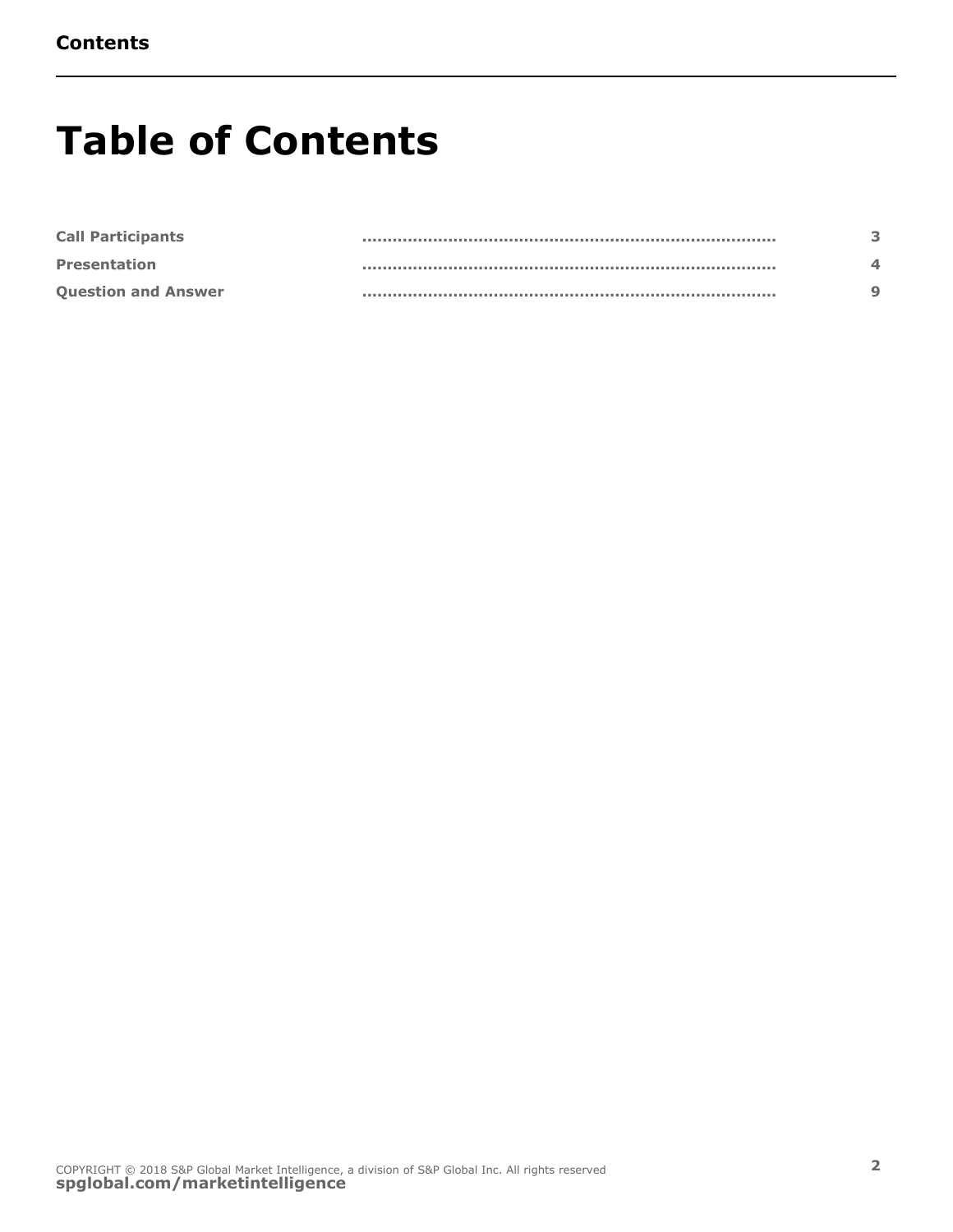# Table of Contents

| | | |
|---|---|---|
| **Call Participants** | .................................................................................. | 3 |
| **Presentation** | .................................................................................. | 4 |
| **Question and Answer** | .................................................................................. | 9 |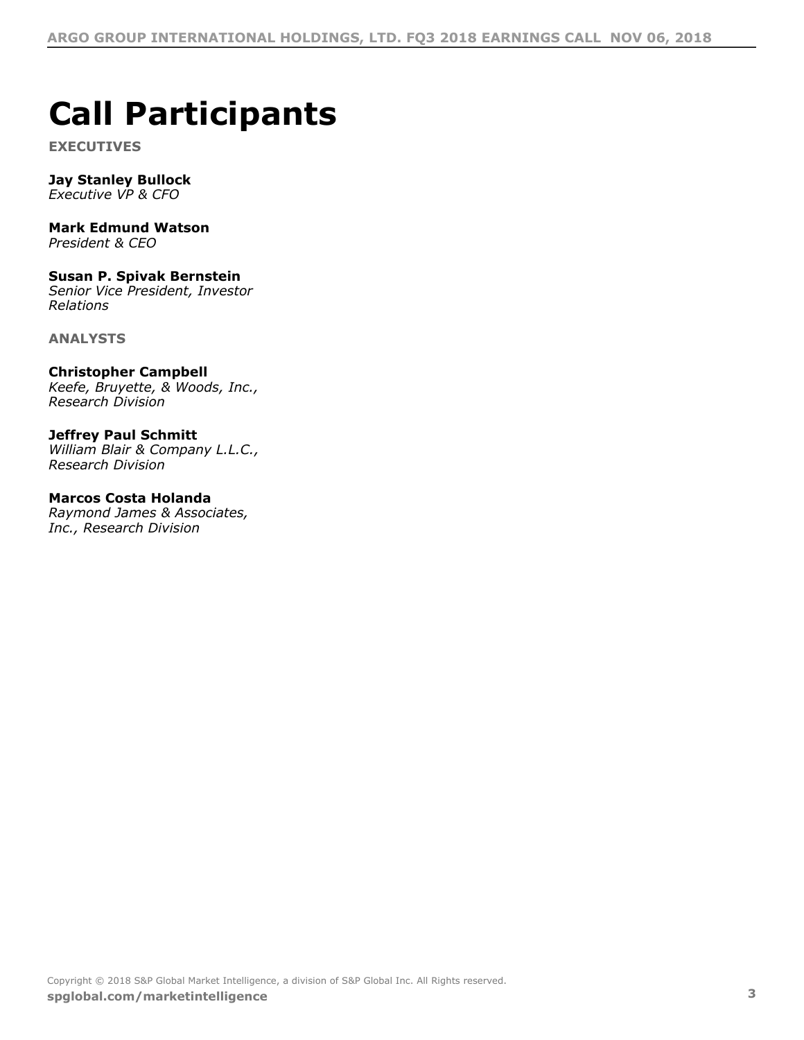# Call Participants

**EXECUTIVES**

**Jay Stanley Bullock**
*Executive VP & CFO*

**Mark Edmund Watson**
*President & CEO*

**Susan P. Spivak Bernstein**
*Senior Vice President, Investor Relations*

**ANALYSTS**

**Christopher Campbell**
*Keefe, Bruyette, & Woods, Inc., Research Division*

**Jeffrey Paul Schmitt**
*William Blair & Company L.L.C., Research Division*

**Marcos Costa Holanda**
*Raymond James & Associates, Inc., Research Division*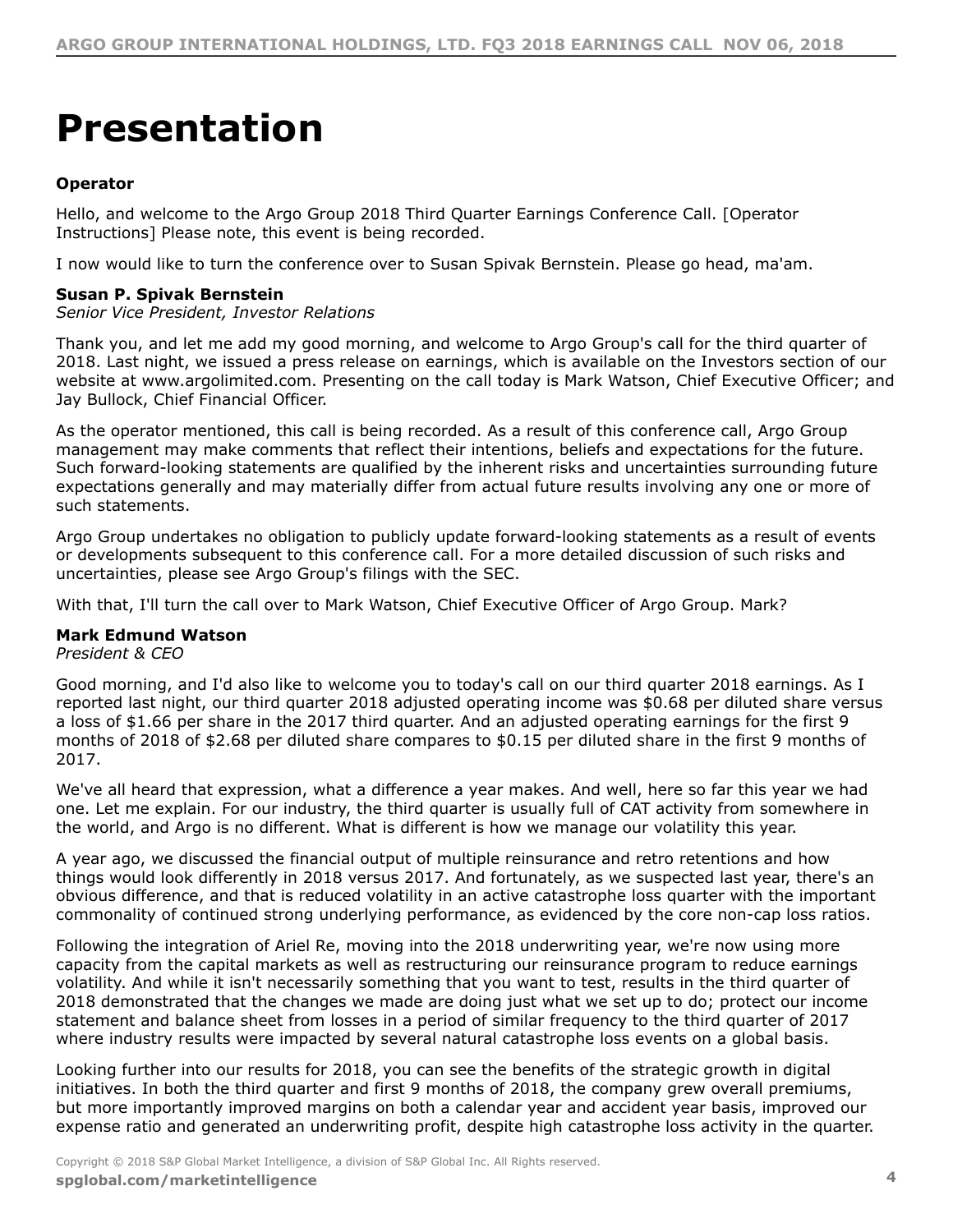# Presentation

**Operator**

Hello, and welcome to the Argo Group 2018 Third Quarter Earnings Conference Call. [Operator Instructions] Please note, this event is being recorded.

I now would like to turn the conference over to Susan Spivak Bernstein. Please go head, ma'am.

**Susan P. Spivak Bernstein**
*Senior Vice President, Investor Relations*

Thank you, and let me add my good morning, and welcome to Argo Group's call for the third quarter of 2018. Last night, we issued a press release on earnings, which is available on the Investors section of our website at www.argolimited.com. Presenting on the call today is Mark Watson, Chief Executive Officer; and Jay Bullock, Chief Financial Officer.

As the operator mentioned, this call is being recorded. As a result of this conference call, Argo Group management may make comments that reflect their intentions, beliefs and expectations for the future. Such forward-looking statements are qualified by the inherent risks and uncertainties surrounding future expectations generally and may materially differ from actual future results involving any one or more of such statements.

Argo Group undertakes no obligation to publicly update forward-looking statements as a result of events or developments subsequent to this conference call. For a more detailed discussion of such risks and uncertainties, please see Argo Group's filings with the SEC.

With that, I'll turn the call over to Mark Watson, Chief Executive Officer of Argo Group. Mark?

**Mark Edmund Watson**
*President & CEO*

Good morning, and I'd also like to welcome you to today's call on our third quarter 2018 earnings. As I reported last night, our third quarter 2018 adjusted operating income was $0.68 per diluted share versus a loss of $1.66 per share in the 2017 third quarter. And an adjusted operating earnings for the first 9 months of 2018 of $2.68 per diluted share compares to $0.15 per diluted share in the first 9 months of 2017.

We've all heard that expression, what a difference a year makes. And well, here so far this year we had one. Let me explain. For our industry, the third quarter is usually full of CAT activity from somewhere in the world, and Argo is no different. What is different is how we manage our volatility this year.

A year ago, we discussed the financial output of multiple reinsurance and retro retentions and how things would look differently in 2018 versus 2017. And fortunately, as we suspected last year, there's an obvious difference, and that is reduced volatility in an active catastrophe loss quarter with the important commonality of continued strong underlying performance, as evidenced by the core non-cap loss ratios.

Following the integration of Ariel Re, moving into the 2018 underwriting year, we're now using more capacity from the capital markets as well as restructuring our reinsurance program to reduce earnings volatility. And while it isn't necessarily something that you want to test, results in the third quarter of 2018 demonstrated that the changes we made are doing just what we set up to do; protect our income statement and balance sheet from losses in a period of similar frequency to the third quarter of 2017 where industry results were impacted by several natural catastrophe loss events on a global basis.

Looking further into our results for 2018, you can see the benefits of the strategic growth in digital initiatives. In both the third quarter and first 9 months of 2018, the company grew overall premiums, but more importantly improved margins on both a calendar year and accident year basis, improved our expense ratio and generated an underwriting profit, despite high catastrophe loss activity in the quarter.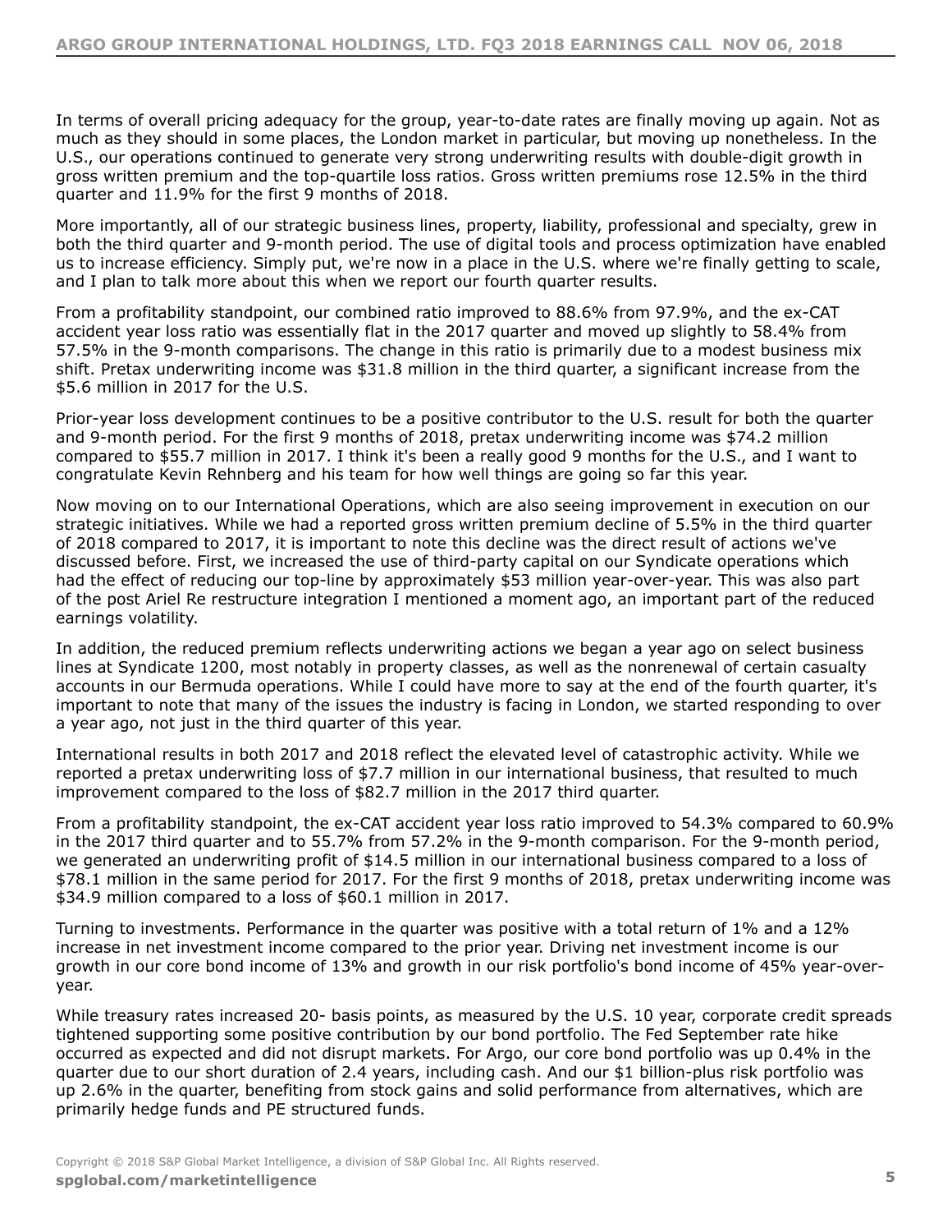In terms of overall pricing adequacy for the group, year-to-date rates are finally moving up again. Not as much as they should in some places, the London market in particular, but moving up nonetheless. In the U.S., our operations continued to generate very strong underwriting results with double-digit growth in gross written premium and the top-quartile loss ratios. Gross written premiums rose 12.5% in the third quarter and 11.9% for the first 9 months of 2018.

More importantly, all of our strategic business lines, property, liability, professional and specialty, grew in both the third quarter and 9-month period. The use of digital tools and process optimization have enabled us to increase efficiency. Simply put, we're now in a place in the U.S. where we're finally getting to scale, and I plan to talk more about this when we report our fourth quarter results.

From a profitability standpoint, our combined ratio improved to 88.6% from 97.9%, and the ex-CAT accident year loss ratio was essentially flat in the 2017 quarter and moved up slightly to 58.4% from 57.5% in the 9-month comparisons. The change in this ratio is primarily due to a modest business mix shift. Pretax underwriting income was $31.8 million in the third quarter, a significant increase from the $5.6 million in 2017 for the U.S.

Prior-year loss development continues to be a positive contributor to the U.S. result for both the quarter and 9-month period. For the first 9 months of 2018, pretax underwriting income was $74.2 million compared to $55.7 million in 2017. I think it's been a really good 9 months for the U.S., and I want to congratulate Kevin Rehnberg and his team for how well things are going so far this year.

Now moving on to our International Operations, which are also seeing improvement in execution on our strategic initiatives. While we had a reported gross written premium decline of 5.5% in the third quarter of 2018 compared to 2017, it is important to note this decline was the direct result of actions we've discussed before. First, we increased the use of third-party capital on our Syndicate operations which had the effect of reducing our top-line by approximately $53 million year-over-year. This was also part of the post Ariel Re restructure integration I mentioned a moment ago, an important part of the reduced earnings volatility.

In addition, the reduced premium reflects underwriting actions we began a year ago on select business lines at Syndicate 1200, most notably in property classes, as well as the nonrenewal of certain casualty accounts in our Bermuda operations. While I could have more to say at the end of the fourth quarter, it's important to note that many of the issues the industry is facing in London, we started responding to over a year ago, not just in the third quarter of this year.

International results in both 2017 and 2018 reflect the elevated level of catastrophic activity. While we reported a pretax underwriting loss of $7.7 million in our international business, that resulted to much improvement compared to the loss of $82.7 million in the 2017 third quarter.

From a profitability standpoint, the ex-CAT accident year loss ratio improved to 54.3% compared to 60.9% in the 2017 third quarter and to 55.7% from 57.2% in the 9-month comparison. For the 9-month period, we generated an underwriting profit of $14.5 million in our international business compared to a loss of $78.1 million in the same period for 2017. For the first 9 months of 2018, pretax underwriting income was $34.9 million compared to a loss of $60.1 million in 2017.

Turning to investments. Performance in the quarter was positive with a total return of 1% and a 12% increase in net investment income compared to the prior year. Driving net investment income is our growth in our core bond income of 13% and growth in our risk portfolio's bond income of 45% year-over-year.

While treasury rates increased 20- basis points, as measured by the U.S. 10 year, corporate credit spreads tightened supporting some positive contribution by our bond portfolio. The Fed September rate hike occurred as expected and did not disrupt markets. For Argo, our core bond portfolio was up 0.4% in the quarter due to our short duration of 2.4 years, including cash. And our $1 billion-plus risk portfolio was up 2.6% in the quarter, benefiting from stock gains and solid performance from alternatives, which are primarily hedge funds and PE structured funds.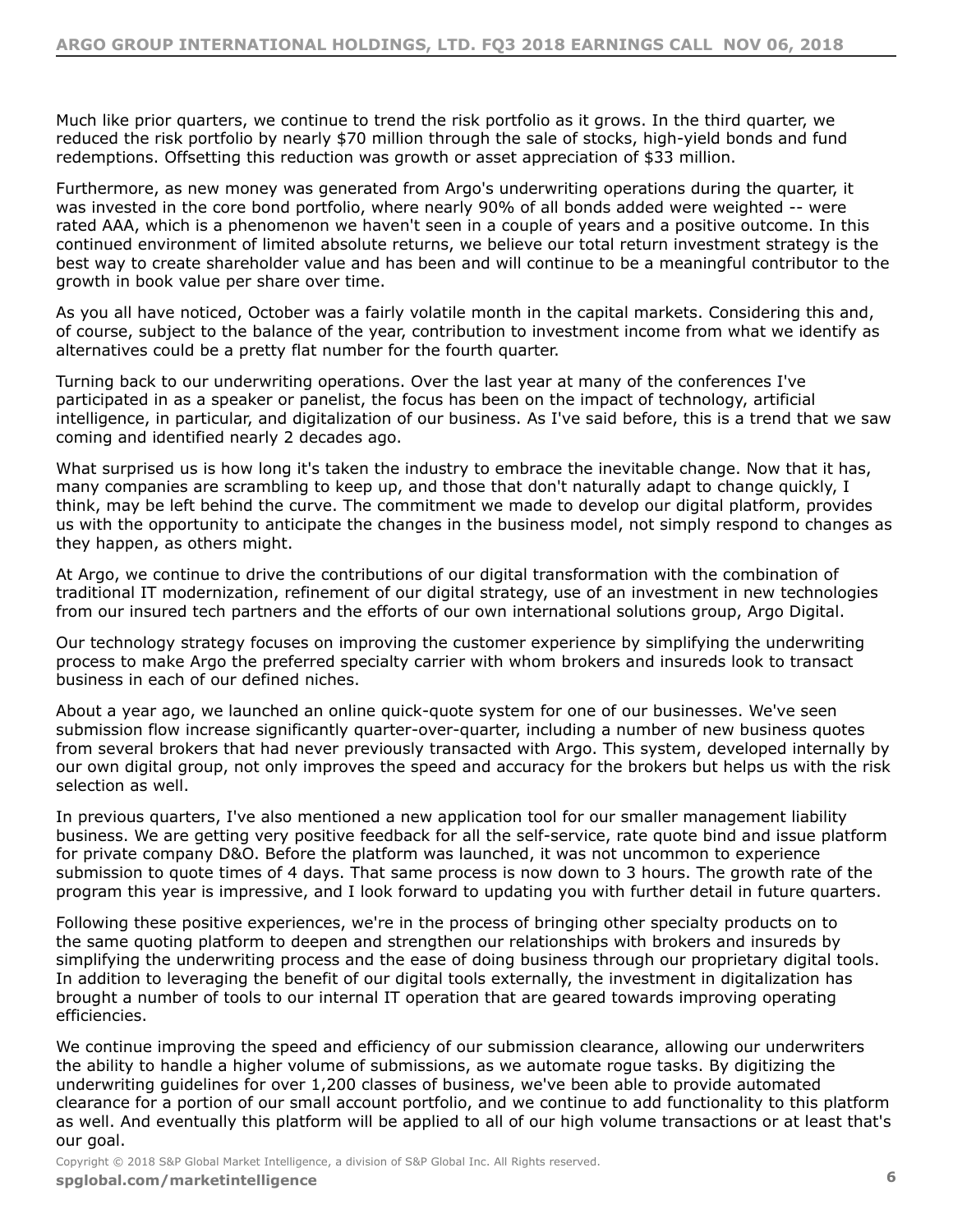Much like prior quarters, we continue to trend the risk portfolio as it grows. In the third quarter, we reduced the risk portfolio by nearly $70 million through the sale of stocks, high-yield bonds and fund redemptions. Offsetting this reduction was growth or asset appreciation of $33 million.

Furthermore, as new money was generated from Argo's underwriting operations during the quarter, it was invested in the core bond portfolio, where nearly 90% of all bonds added were weighted -- were rated AAA, which is a phenomenon we haven't seen in a couple of years and a positive outcome. In this continued environment of limited absolute returns, we believe our total return investment strategy is the best way to create shareholder value and has been and will continue to be a meaningful contributor to the growth in book value per share over time.

As you all have noticed, October was a fairly volatile month in the capital markets. Considering this and, of course, subject to the balance of the year, contribution to investment income from what we identify as alternatives could be a pretty flat number for the fourth quarter.

Turning back to our underwriting operations. Over the last year at many of the conferences I've participated in as a speaker or panelist, the focus has been on the impact of technology, artificial intelligence, in particular, and digitalization of our business. As I've said before, this is a trend that we saw coming and identified nearly 2 decades ago.

What surprised us is how long it's taken the industry to embrace the inevitable change. Now that it has, many companies are scrambling to keep up, and those that don't naturally adapt to change quickly, I think, may be left behind the curve. The commitment we made to develop our digital platform, provides us with the opportunity to anticipate the changes in the business model, not simply respond to changes as they happen, as others might.

At Argo, we continue to drive the contributions of our digital transformation with the combination of traditional IT modernization, refinement of our digital strategy, use of an investment in new technologies from our insured tech partners and the efforts of our own international solutions group, Argo Digital.

Our technology strategy focuses on improving the customer experience by simplifying the underwriting process to make Argo the preferred specialty carrier with whom brokers and insureds look to transact business in each of our defined niches.

About a year ago, we launched an online quick-quote system for one of our businesses. We've seen submission flow increase significantly quarter-over-quarter, including a number of new business quotes from several brokers that had never previously transacted with Argo. This system, developed internally by our own digital group, not only improves the speed and accuracy for the brokers but helps us with the risk selection as well.

In previous quarters, I've also mentioned a new application tool for our smaller management liability business. We are getting very positive feedback for all the self-service, rate quote bind and issue platform for private company D&O. Before the platform was launched, it was not uncommon to experience submission to quote times of 4 days. That same process is now down to 3 hours. The growth rate of the program this year is impressive, and I look forward to updating you with further detail in future quarters.

Following these positive experiences, we're in the process of bringing other specialty products on to the same quoting platform to deepen and strengthen our relationships with brokers and insureds by simplifying the underwriting process and the ease of doing business through our proprietary digital tools. In addition to leveraging the benefit of our digital tools externally, the investment in digitalization has brought a number of tools to our internal IT operation that are geared towards improving operating efficiencies.

We continue improving the speed and efficiency of our submission clearance, allowing our underwriters the ability to handle a higher volume of submissions, as we automate rogue tasks. By digitizing the underwriting guidelines for over 1,200 classes of business, we've been able to provide automated clearance for a portion of our small account portfolio, and we continue to add functionality to this platform as well. And eventually this platform will be applied to all of our high volume transactions or at least that's our goal.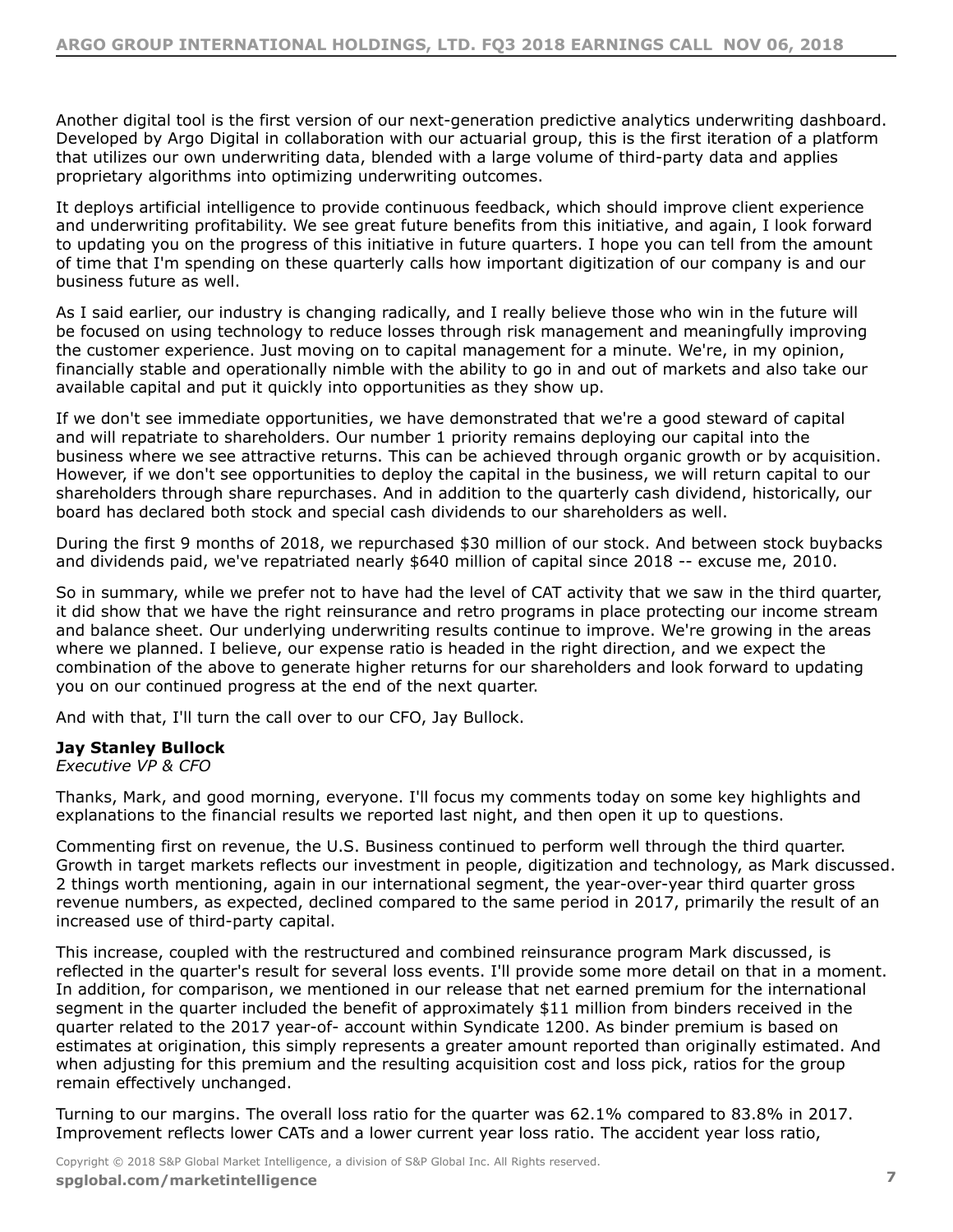Another digital tool is the first version of our next-generation predictive analytics underwriting dashboard. Developed by Argo Digital in collaboration with our actuarial group, this is the first iteration of a platform that utilizes our own underwriting data, blended with a large volume of third-party data and applies proprietary algorithms into optimizing underwriting outcomes.

It deploys artificial intelligence to provide continuous feedback, which should improve client experience and underwriting profitability. We see great future benefits from this initiative, and again, I look forward to updating you on the progress of this initiative in future quarters. I hope you can tell from the amount of time that I'm spending on these quarterly calls how important digitization of our company is and our business future as well.

As I said earlier, our industry is changing radically, and I really believe those who win in the future will be focused on using technology to reduce losses through risk management and meaningfully improving the customer experience. Just moving on to capital management for a minute. We're, in my opinion, financially stable and operationally nimble with the ability to go in and out of markets and also take our available capital and put it quickly into opportunities as they show up.

If we don't see immediate opportunities, we have demonstrated that we're a good steward of capital and will repatriate to shareholders. Our number 1 priority remains deploying our capital into the business where we see attractive returns. This can be achieved through organic growth or by acquisition. However, if we don't see opportunities to deploy the capital in the business, we will return capital to our shareholders through share repurchases. And in addition to the quarterly cash dividend, historically, our board has declared both stock and special cash dividends to our shareholders as well.

During the first 9 months of 2018, we repurchased $30 million of our stock. And between stock buybacks and dividends paid, we've repatriated nearly $640 million of capital since 2018 -- excuse me, 2010.

So in summary, while we prefer not to have had the level of CAT activity that we saw in the third quarter, it did show that we have the right reinsurance and retro programs in place protecting our income stream and balance sheet. Our underlying underwriting results continue to improve. We're growing in the areas where we planned. I believe, our expense ratio is headed in the right direction, and we expect the combination of the above to generate higher returns for our shareholders and look forward to updating you on our continued progress at the end of the next quarter.

And with that, I'll turn the call over to our CFO, Jay Bullock.

**Jay Stanley Bullock**
*Executive VP & CFO*

Thanks, Mark, and good morning, everyone. I'll focus my comments today on some key highlights and explanations to the financial results we reported last night, and then open it up to questions.

Commenting first on revenue, the U.S. Business continued to perform well through the third quarter. Growth in target markets reflects our investment in people, digitization and technology, as Mark discussed. 2 things worth mentioning, again in our international segment, the year-over-year third quarter gross revenue numbers, as expected, declined compared to the same period in 2017, primarily the result of an increased use of third-party capital.

This increase, coupled with the restructured and combined reinsurance program Mark discussed, is reflected in the quarter's result for several loss events. I'll provide some more detail on that in a moment. In addition, for comparison, we mentioned in our release that net earned premium for the international segment in the quarter included the benefit of approximately $11 million from binders received in the quarter related to the 2017 year-of- account within Syndicate 1200. As binder premium is based on estimates at origination, this simply represents a greater amount reported than originally estimated. And when adjusting for this premium and the resulting acquisition cost and loss pick, ratios for the group remain effectively unchanged.

Turning to our margins. The overall loss ratio for the quarter was 62.1% compared to 83.8% in 2017. Improvement reflects lower CATs and a lower current year loss ratio. The accident year loss ratio,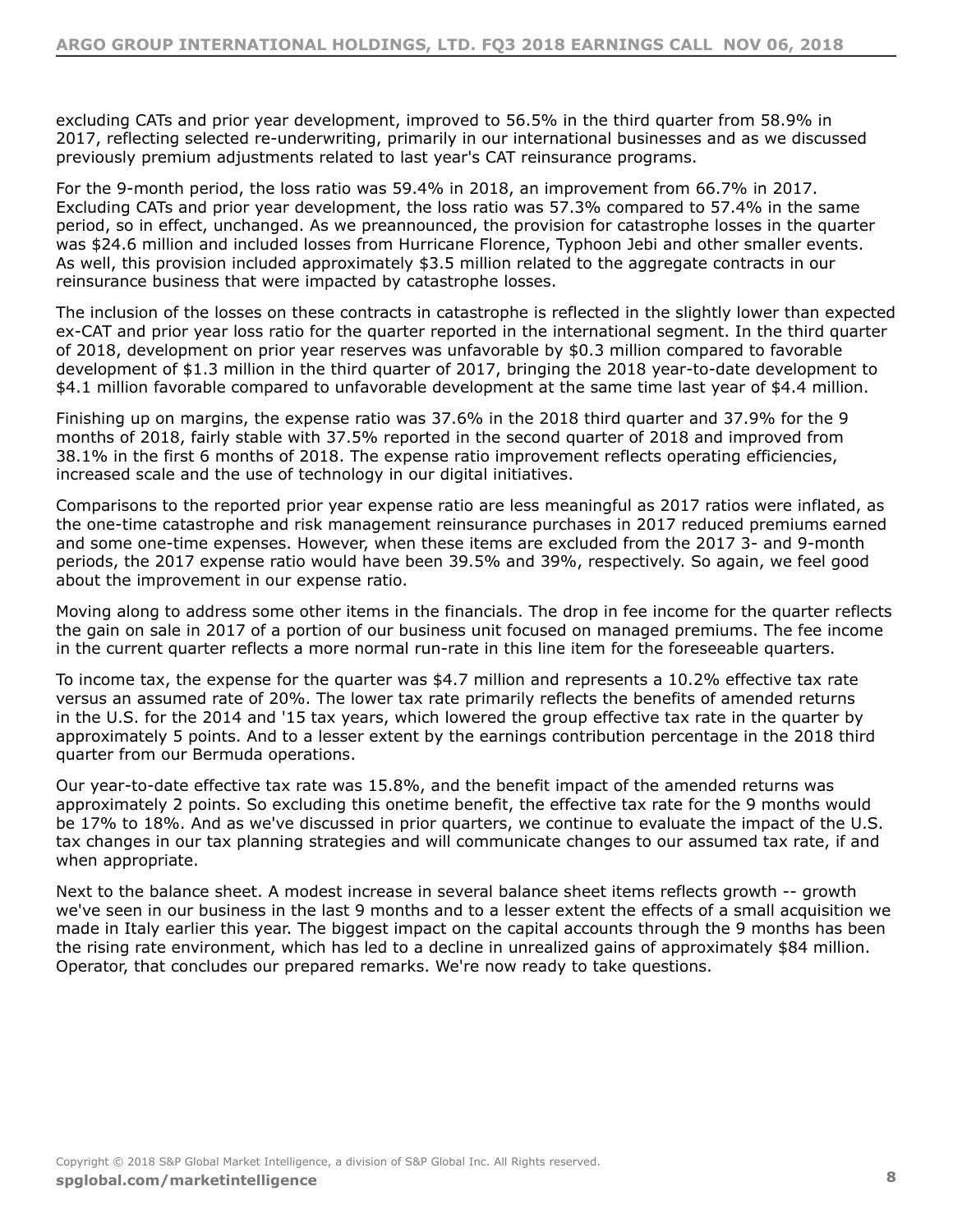excluding CATs and prior year development, improved to 56.5% in the third quarter from 58.9% in 2017, reflecting selected re-underwriting, primarily in our international businesses and as we discussed previously premium adjustments related to last year's CAT reinsurance programs.

For the 9-month period, the loss ratio was 59.4% in 2018, an improvement from 66.7% in 2017. Excluding CATs and prior year development, the loss ratio was 57.3% compared to 57.4% in the same period, so in effect, unchanged. As we preannounced, the provision for catastrophe losses in the quarter was $24.6 million and included losses from Hurricane Florence, Typhoon Jebi and other smaller events. As well, this provision included approximately $3.5 million related to the aggregate contracts in our reinsurance business that were impacted by catastrophe losses.

The inclusion of the losses on these contracts in catastrophe is reflected in the slightly lower than expected ex-CAT and prior year loss ratio for the quarter reported in the international segment. In the third quarter of 2018, development on prior year reserves was unfavorable by $0.3 million compared to favorable development of $1.3 million in the third quarter of 2017, bringing the 2018 year-to-date development to $4.1 million favorable compared to unfavorable development at the same time last year of $4.4 million.

Finishing up on margins, the expense ratio was 37.6% in the 2018 third quarter and 37.9% for the 9 months of 2018, fairly stable with 37.5% reported in the second quarter of 2018 and improved from 38.1% in the first 6 months of 2018. The expense ratio improvement reflects operating efficiencies, increased scale and the use of technology in our digital initiatives.

Comparisons to the reported prior year expense ratio are less meaningful as 2017 ratios were inflated, as the one-time catastrophe and risk management reinsurance purchases in 2017 reduced premiums earned and some one-time expenses. However, when these items are excluded from the 2017 3- and 9-month periods, the 2017 expense ratio would have been 39.5% and 39%, respectively. So again, we feel good about the improvement in our expense ratio.

Moving along to address some other items in the financials. The drop in fee income for the quarter reflects the gain on sale in 2017 of a portion of our business unit focused on managed premiums. The fee income in the current quarter reflects a more normal run-rate in this line item for the foreseeable quarters.

To income tax, the expense for the quarter was $4.7 million and represents a 10.2% effective tax rate versus an assumed rate of 20%. The lower tax rate primarily reflects the benefits of amended returns in the U.S. for the 2014 and '15 tax years, which lowered the group effective tax rate in the quarter by approximately 5 points. And to a lesser extent by the earnings contribution percentage in the 2018 third quarter from our Bermuda operations.

Our year-to-date effective tax rate was 15.8%, and the benefit impact of the amended returns was approximately 2 points. So excluding this onetime benefit, the effective tax rate for the 9 months would be 17% to 18%. And as we've discussed in prior quarters, we continue to evaluate the impact of the U.S. tax changes in our tax planning strategies and will communicate changes to our assumed tax rate, if and when appropriate.

Next to the balance sheet. A modest increase in several balance sheet items reflects growth -- growth we've seen in our business in the last 9 months and to a lesser extent the effects of a small acquisition we made in Italy earlier this year. The biggest impact on the capital accounts through the 9 months has been the rising rate environment, which has led to a decline in unrealized gains of approximately $84 million. Operator, that concludes our prepared remarks. We're now ready to take questions.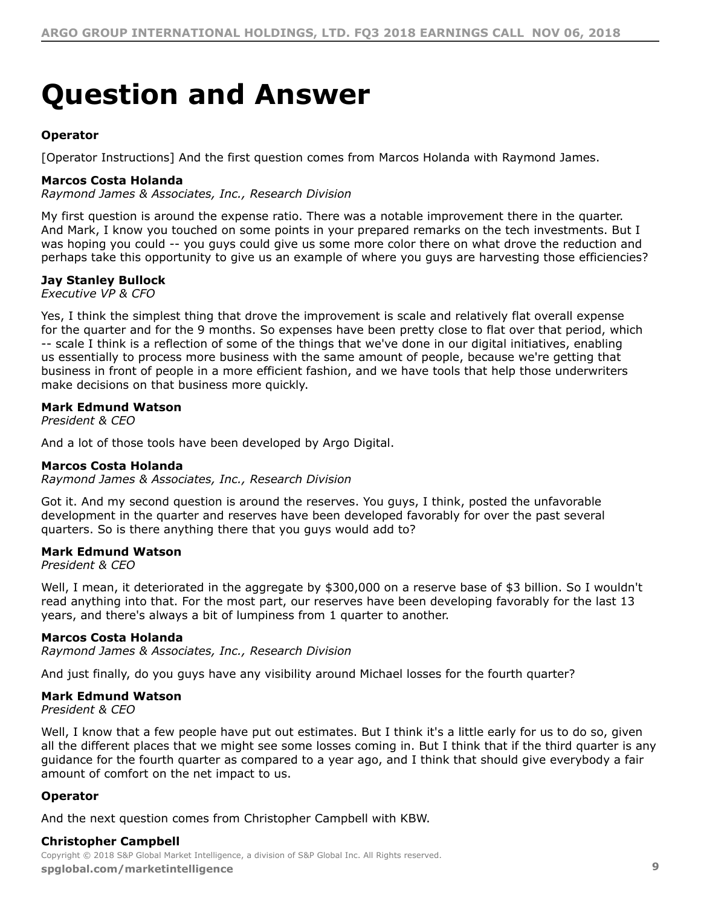# Question and Answer

**Operator**

[Operator Instructions] And the first question comes from Marcos Holanda with Raymond James.

**Marcos Costa Holanda**
*Raymond James & Associates, Inc., Research Division*

My first question is around the expense ratio. There was a notable improvement there in the quarter. And Mark, I know you touched on some points in your prepared remarks on the tech investments. But I was hoping you could -- you guys could give us some more color there on what drove the reduction and perhaps take this opportunity to give us an example of where you guys are harvesting those efficiencies?

**Jay Stanley Bullock**
*Executive VP & CFO*

Yes, I think the simplest thing that drove the improvement is scale and relatively flat overall expense for the quarter and for the 9 months. So expenses have been pretty close to flat over that period, which -- scale I think is a reflection of some of the things that we've done in our digital initiatives, enabling us essentially to process more business with the same amount of people, because we're getting that business in front of people in a more efficient fashion, and we have tools that help those underwriters make decisions on that business more quickly.

**Mark Edmund Watson**
*President & CEO*

And a lot of those tools have been developed by Argo Digital.

**Marcos Costa Holanda**
*Raymond James & Associates, Inc., Research Division*

Got it. And my second question is around the reserves. You guys, I think, posted the unfavorable development in the quarter and reserves have been developed favorably for over the past several quarters. So is there anything there that you guys would add to?

**Mark Edmund Watson**
*President & CEO*

Well, I mean, it deteriorated in the aggregate by $300,000 on a reserve base of $3 billion. So I wouldn't read anything into that. For the most part, our reserves have been developing favorably for the last 13 years, and there's always a bit of lumpiness from 1 quarter to another.

**Marcos Costa Holanda**
*Raymond James & Associates, Inc., Research Division*

And just finally, do you guys have any visibility around Michael losses for the fourth quarter?

**Mark Edmund Watson**
*President & CEO*

Well, I know that a few people have put out estimates. But I think it's a little early for us to do so, given all the different places that we might see some losses coming in. But I think that if the third quarter is any guidance for the fourth quarter as compared to a year ago, and I think that should give everybody a fair amount of comfort on the net impact to us.

**Operator**

And the next question comes from Christopher Campbell with KBW.

**Christopher Campbell**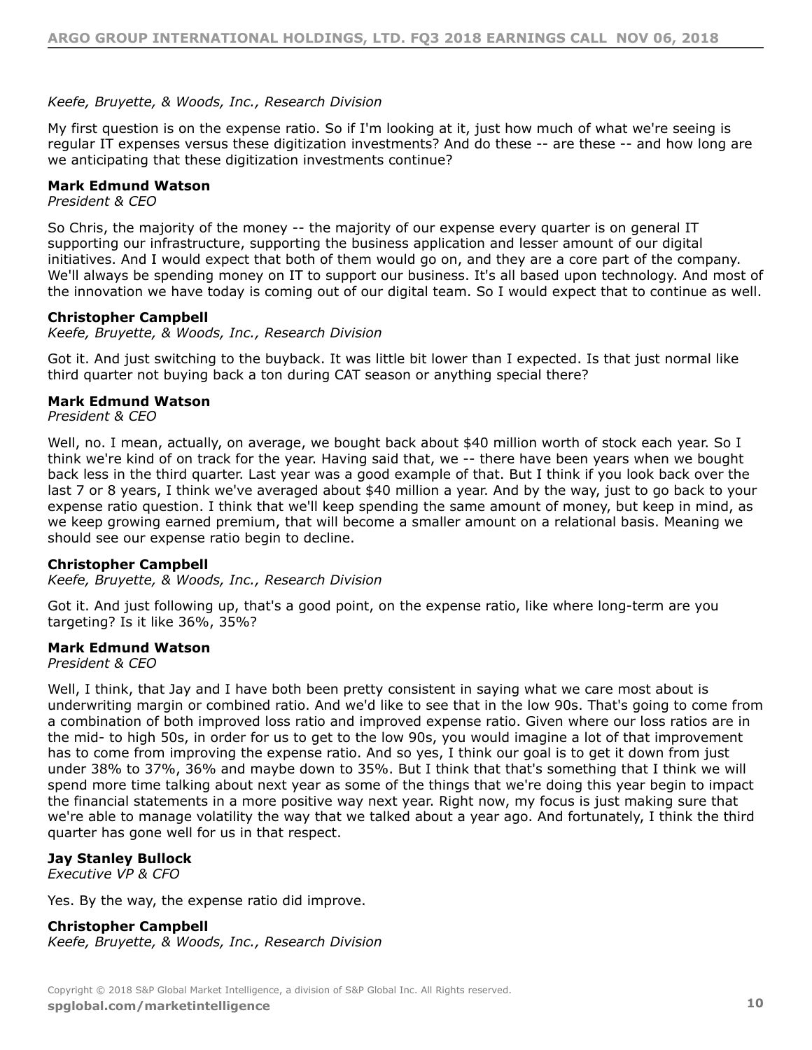*Keefe, Bruyette, & Woods, Inc., Research Division*

My first question is on the expense ratio. So if I'm looking at it, just how much of what we're seeing is regular IT expenses versus these digitization investments? And do these -- are these -- and how long are we anticipating that these digitization investments continue?

**Mark Edmund Watson**
*President & CEO*

So Chris, the majority of the money -- the majority of our expense every quarter is on general IT supporting our infrastructure, supporting the business application and lesser amount of our digital initiatives. And I would expect that both of them would go on, and they are a core part of the company. We'll always be spending money on IT to support our business. It's all based upon technology. And most of the innovation we have today is coming out of our digital team. So I would expect that to continue as well.

**Christopher Campbell**
*Keefe, Bruyette, & Woods, Inc., Research Division*

Got it. And just switching to the buyback. It was little bit lower than I expected. Is that just normal like third quarter not buying back a ton during CAT season or anything special there?

**Mark Edmund Watson**
*President & CEO*

Well, no. I mean, actually, on average, we bought back about $40 million worth of stock each year. So I think we're kind of on track for the year. Having said that, we -- there have been years when we bought back less in the third quarter. Last year was a good example of that. But I think if you look back over the last 7 or 8 years, I think we've averaged about $40 million a year. And by the way, just to go back to your expense ratio question. I think that we'll keep spending the same amount of money, but keep in mind, as we keep growing earned premium, that will become a smaller amount on a relational basis. Meaning we should see our expense ratio begin to decline.

**Christopher Campbell**
*Keefe, Bruyette, & Woods, Inc., Research Division*

Got it. And just following up, that's a good point, on the expense ratio, like where long-term are you targeting? Is it like 36%, 35%?

**Mark Edmund Watson**
*President & CEO*

Well, I think, that Jay and I have both been pretty consistent in saying what we care most about is underwriting margin or combined ratio. And we'd like to see that in the low 90s. That's going to come from a combination of both improved loss ratio and improved expense ratio. Given where our loss ratios are in the mid- to high 50s, in order for us to get to the low 90s, you would imagine a lot of that improvement has to come from improving the expense ratio. And so yes, I think our goal is to get it down from just under 38% to 37%, 36% and maybe down to 35%. But I think that that's something that I think we will spend more time talking about next year as some of the things that we're doing this year begin to impact the financial statements in a more positive way next year. Right now, my focus is just making sure that we're able to manage volatility the way that we talked about a year ago. And fortunately, I think the third quarter has gone well for us in that respect.

**Jay Stanley Bullock**
*Executive VP & CFO*

Yes. By the way, the expense ratio did improve.

**Christopher Campbell**
*Keefe, Bruyette, & Woods, Inc., Research Division*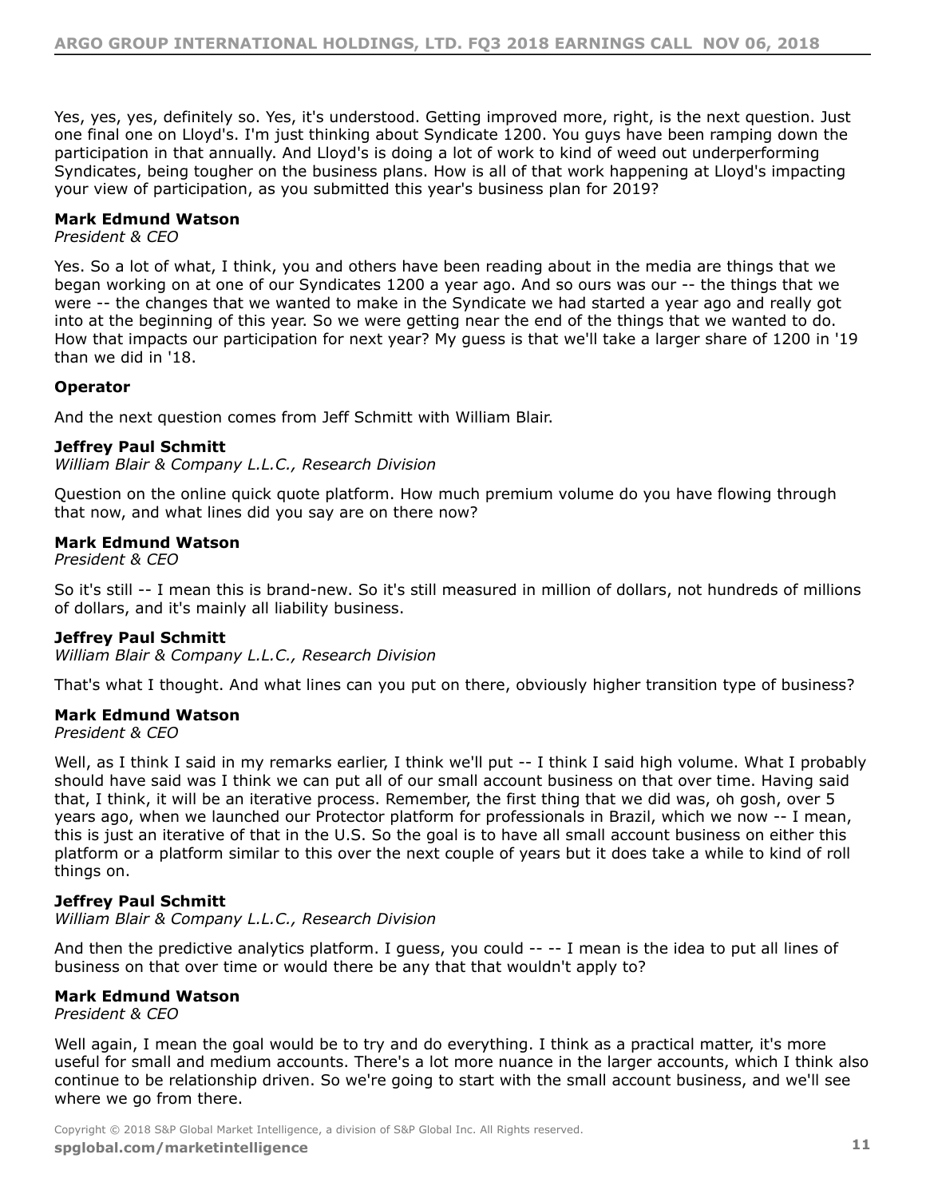Yes, yes, yes, definitely so. Yes, it's understood. Getting improved more, right, is the next question. Just one final one on Lloyd's. I'm just thinking about Syndicate 1200. You guys have been ramping down the participation in that annually. And Lloyd's is doing a lot of work to kind of weed out underperforming Syndicates, being tougher on the business plans. How is all of that work happening at Lloyd's impacting your view of participation, as you submitted this year's business plan for 2019?

**Mark Edmund Watson**
*President & CEO*

Yes. So a lot of what, I think, you and others have been reading about in the media are things that we began working on at one of our Syndicates 1200 a year ago. And so ours was our -- the things that we were -- the changes that we wanted to make in the Syndicate we had started a year ago and really got into at the beginning of this year. So we were getting near the end of the things that we wanted to do. How that impacts our participation for next year? My guess is that we'll take a larger share of 1200 in '19 than we did in '18.

**Operator**

And the next question comes from Jeff Schmitt with William Blair.

**Jeffrey Paul Schmitt**
*William Blair & Company L.L.C., Research Division*

Question on the online quick quote platform. How much premium volume do you have flowing through that now, and what lines did you say are on there now?

**Mark Edmund Watson**
*President & CEO*

So it's still -- I mean this is brand-new. So it's still measured in million of dollars, not hundreds of millions of dollars, and it's mainly all liability business.

**Jeffrey Paul Schmitt**
*William Blair & Company L.L.C., Research Division*

That's what I thought. And what lines can you put on there, obviously higher transition type of business?

**Mark Edmund Watson**
*President & CEO*

Well, as I think I said in my remarks earlier, I think we'll put -- I think I said high volume. What I probably should have said was I think we can put all of our small account business on that over time. Having said that, I think, it will be an iterative process. Remember, the first thing that we did was, oh gosh, over 5 years ago, when we launched our Protector platform for professionals in Brazil, which we now -- I mean, this is just an iterative of that in the U.S. So the goal is to have all small account business on either this platform or a platform similar to this over the next couple of years but it does take a while to kind of roll things on.

**Jeffrey Paul Schmitt**
*William Blair & Company L.L.C., Research Division*

And then the predictive analytics platform. I guess, you could -- -- I mean is the idea to put all lines of business on that over time or would there be any that that wouldn't apply to?

**Mark Edmund Watson**
*President & CEO*

Well again, I mean the goal would be to try and do everything. I think as a practical matter, it's more useful for small and medium accounts. There's a lot more nuance in the larger accounts, which I think also continue to be relationship driven. So we're going to start with the small account business, and we'll see where we go from there.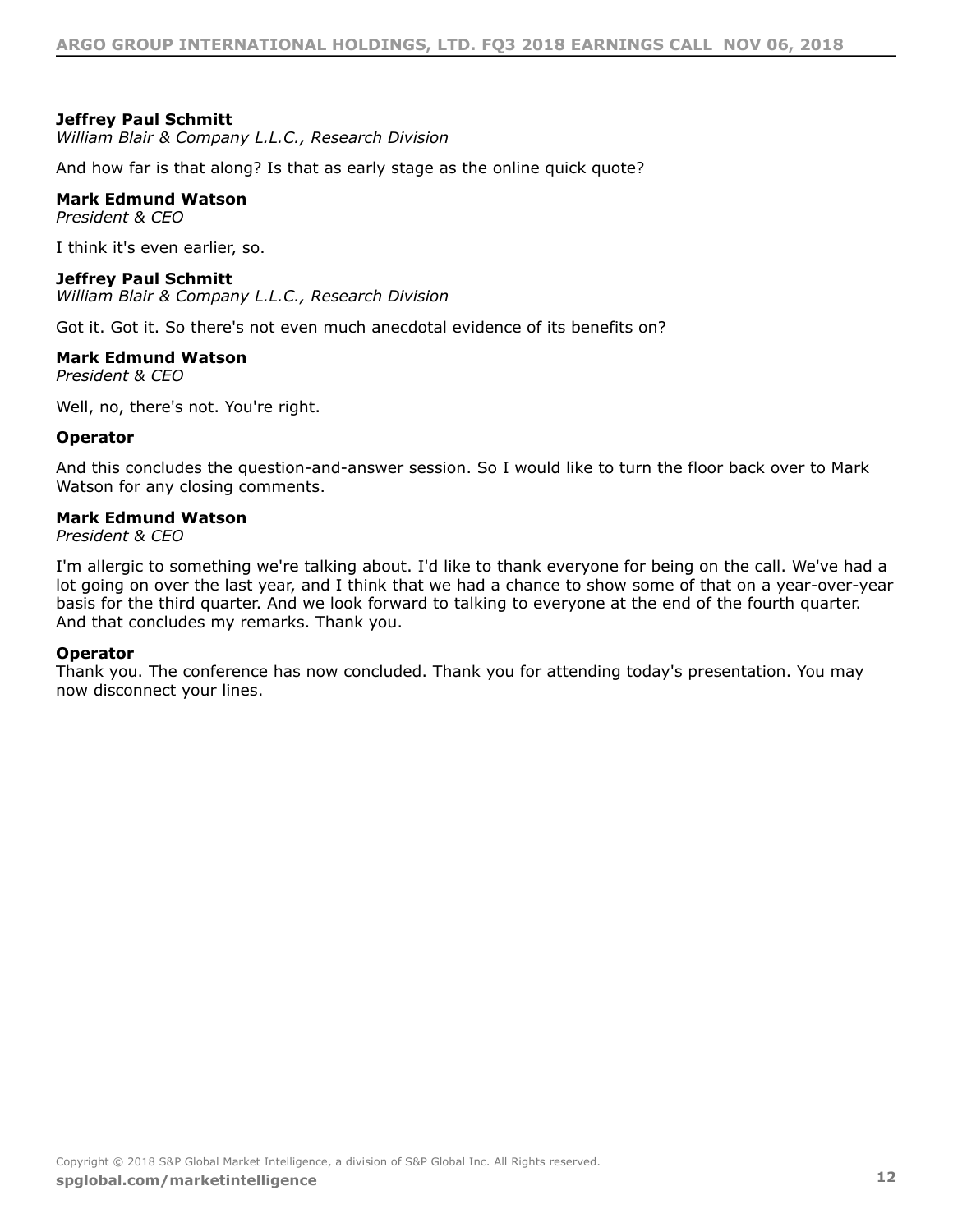**Jeffrey Paul Schmitt**
*William Blair & Company L.L.C., Research Division*

And how far is that along? Is that as early stage as the online quick quote?

**Mark Edmund Watson**
*President & CEO*

I think it's even earlier, so.

**Jeffrey Paul Schmitt**
*William Blair & Company L.L.C., Research Division*

Got it. Got it. So there's not even much anecdotal evidence of its benefits on?

**Mark Edmund Watson**
*President & CEO*

Well, no, there's not. You're right.

**Operator**

And this concludes the question-and-answer session. So I would like to turn the floor back over to Mark Watson for any closing comments.

**Mark Edmund Watson**
*President & CEO*

I'm allergic to something we're talking about. I'd like to thank everyone for being on the call. We've had a lot going on over the last year, and I think that we had a chance to show some of that on a year-over-year basis for the third quarter. And we look forward to talking to everyone at the end of the fourth quarter. And that concludes my remarks. Thank you.

**Operator**
Thank you. The conference has now concluded. Thank you for attending today's presentation. You may now disconnect your lines.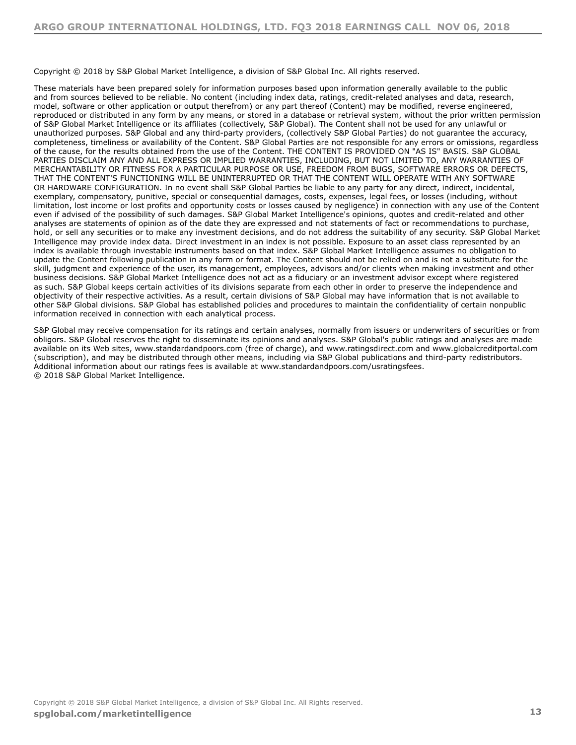Copyright © 2018 by S&P Global Market Intelligence, a division of S&P Global Inc. All rights reserved.

These materials have been prepared solely for information purposes based upon information generally available to the public and from sources believed to be reliable. No content (including index data, ratings, credit-related analyses and data, research, model, software or other application or output therefrom) or any part thereof (Content) may be modified, reverse engineered, reproduced or distributed in any form by any means, or stored in a database or retrieval system, without the prior written permission of S&P Global Market Intelligence or its affiliates (collectively, S&P Global). The Content shall not be used for any unlawful or unauthorized purposes. S&P Global and any third-party providers, (collectively S&P Global Parties) do not guarantee the accuracy, completeness, timeliness or availability of the Content. S&P Global Parties are not responsible for any errors or omissions, regardless of the cause, for the results obtained from the use of the Content. THE CONTENT IS PROVIDED ON "AS IS" BASIS. S&P GLOBAL PARTIES DISCLAIM ANY AND ALL EXPRESS OR IMPLIED WARRANTIES, INCLUDING, BUT NOT LIMITED TO, ANY WARRANTIES OF MERCHANTABILITY OR FITNESS FOR A PARTICULAR PURPOSE OR USE, FREEDOM FROM BUGS, SOFTWARE ERRORS OR DEFECTS, THAT THE CONTENT'S FUNCTIONING WILL BE UNINTERRUPTED OR THAT THE CONTENT WILL OPERATE WITH ANY SOFTWARE OR HARDWARE CONFIGURATION. In no event shall S&P Global Parties be liable to any party for any direct, indirect, incidental, exemplary, compensatory, punitive, special or consequential damages, costs, expenses, legal fees, or losses (including, without limitation, lost income or lost profits and opportunity costs or losses caused by negligence) in connection with any use of the Content even if advised of the possibility of such damages. S&P Global Market Intelligence's opinions, quotes and credit-related and other analyses are statements of opinion as of the date they are expressed and not statements of fact or recommendations to purchase, hold, or sell any securities or to make any investment decisions, and do not address the suitability of any security. S&P Global Market Intelligence may provide index data. Direct investment in an index is not possible. Exposure to an asset class represented by an index is available through investable instruments based on that index. S&P Global Market Intelligence assumes no obligation to update the Content following publication in any form or format. The Content should not be relied on and is not a substitute for the skill, judgment and experience of the user, its management, employees, advisors and/or clients when making investment and other business decisions. S&P Global Market Intelligence does not act as a fiduciary or an investment advisor except where registered as such. S&P Global keeps certain activities of its divisions separate from each other in order to preserve the independence and objectivity of their respective activities. As a result, certain divisions of S&P Global may have information that is not available to other S&P Global divisions. S&P Global has established policies and procedures to maintain the confidentiality of certain nonpublic information received in connection with each analytical process.

S&P Global may receive compensation for its ratings and certain analyses, normally from issuers or underwriters of securities or from obligors. S&P Global reserves the right to disseminate its opinions and analyses. S&P Global's public ratings and analyses are made available on its Web sites, www.standardandpoors.com (free of charge), and www.ratingsdirect.com and www.globalcreditportal.com (subscription), and may be distributed through other means, including via S&P Global publications and third-party redistributors. Additional information about our ratings fees is available at www.standardandpoors.com/usratingsfees.
© 2018 S&P Global Market Intelligence.